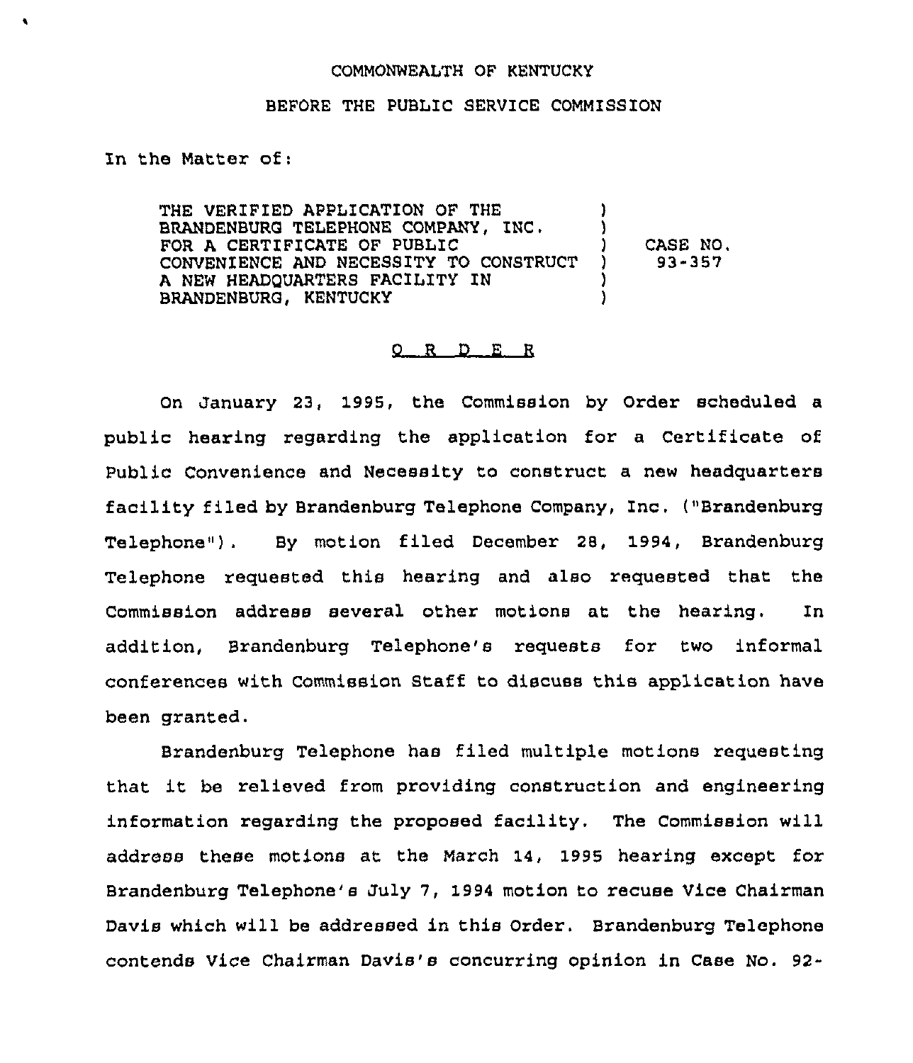COMMONWEALTH OF KENTUCKY

BEFORE THE PUBLIC SERVICE COMMISSION

In the Matter of:

| | | |
|---|---|---|
| THE VERIFIED APPLICATION OF THE BRANDENBURG TELEPHONE COMPANY, INC. FOR A CERTIFICATE OF PUBLIC CONVENIENCE AND NECESSITY TO CONSTRUCT A NEW HEADQUARTERS FACILITY IN BRANDENBURG, KENTUCKY | ) | CASE NO. 93-357 |

## O R D E R

On January 23, 1995, the Commission by Order scheduled a public hearing regarding the application for a Certificate of Public Convenience and Necessity to construct a new headquarters facility filed by Brandenburg Telephone Company, Inc. ("Brandenburg Telephone"). By motion filed December 28, 1994, Brandenburg Telephone requested this hearing and also requested that the Commission address several other motions at the hearing. In addition, Brandenburg Telephone's requests for two informal conferences with Commission Staff to discuss this application have been granted.

Brandenburg Telephone has filed multiple motions requesting that it be relieved from providing construction and engineering information regarding the proposed facility. The Commission will address these motions at the March 14, 1995 hearing except for Brandenburg Telephone's July 7, 1994 motion to recuse Vice Chairman Davis which will be addressed in this Order. Brandenburg Telephone contends Vice Chairman Davis's concurring opinion in Case No. 92-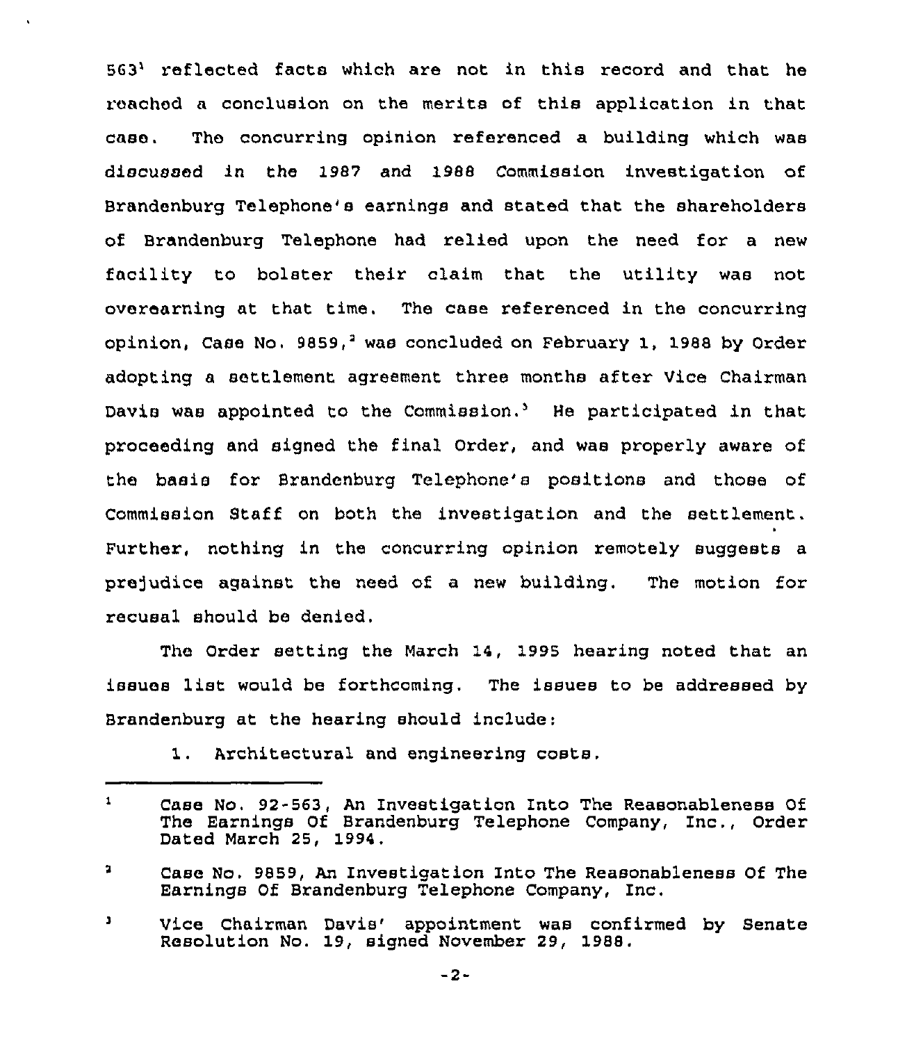563[1] reflected facts which are not in this record and that he reached a conclusion on the merits of this application in that case. The concurring opinion referenced a building which was discussed in the 1987 and 1988 Commission investigation of Brandenburg Telephone's earnings and stated that the shareholders of Brandenburg Telephone had relied upon the need for a new facility to bolster their claim that the utility was not overearning at that time. The case referenced in the concurring opinion, Case No. 9859,[2] was concluded on February 1, 1988 by Order adopting a settlement agreement three months after Vice Chairman Davis was appointed to the Commission.[3] He participated in that proceeding and signed the final Order, and was properly aware of the basis for Brandenburg Telephone's positions and those of Commission Staff on both the investigation and the settlement. Further, nothing in the concurring opinion remotely suggests a prejudice against the need of a new building. The motion for recusal should be denied.

The Order setting the March 14, 1995 hearing noted that an issues list would be forthcoming. The issues to be addressed by Brandenburg at the hearing should include:

1. Architectural and engineering costs.

---

[1] Case No. 92-563, An Investigation Into The Reasonableness Of The Earnings Of Brandenburg Telephone Company, Inc., Order Dated March 25, 1994.

[2] Case No. 9859, An Investigation Into The Reasonableness Of The Earnings Of Brandenburg Telephone Company, Inc.

[3] Vice Chairman Davis' appointment was confirmed by Senate Resolution No. 19, signed November 29, 1988.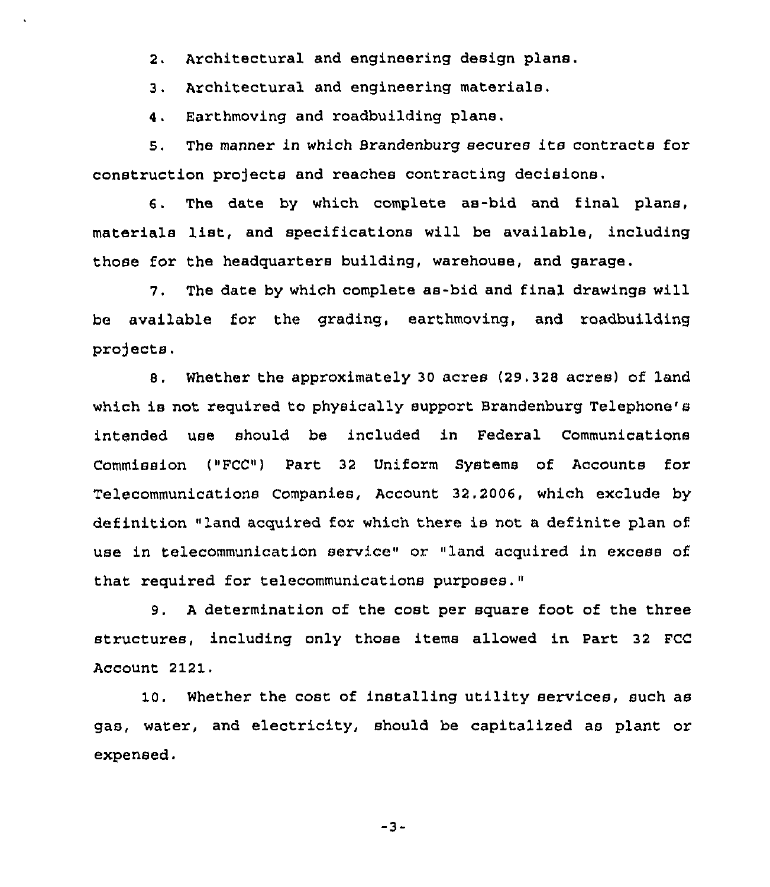2. Architectural and engineering design plans.

3. Architectural and engineering materials.

4. Earthmoving and roadbuilding plans.

5. The manner in which Brandenburg secures its contracts for construction projects and reaches contracting decisions.

6. The date by which complete as-bid and final plans, materials list, and specifications will be available, including those for the headquarters building, warehouse, and garage.

7. The date by which complete as-bid and final drawings will be available for the grading, earthmoving, and roadbuilding projects.

8. Whether the approximately 30 acres (29.328 acres) of land which is not required to physically support Brandenburg Telephone's intended use should be included in Federal Communications Commission ("FCC") Part 32 Uniform Systems of Accounts for Telecommunications Companies, Account 32.2006, which exclude by definition "land acquired for which there is not a definite plan of use in telecommunication service" or "land acquired in excess of that required for telecommunications purposes."

9. A determination of the cost per square foot of the three structures, including only those items allowed in Part 32 FCC Account 2121.

10. Whether the cost of installing utility services, such as gas, water, and electricity, should be capitalized as plant or expensed.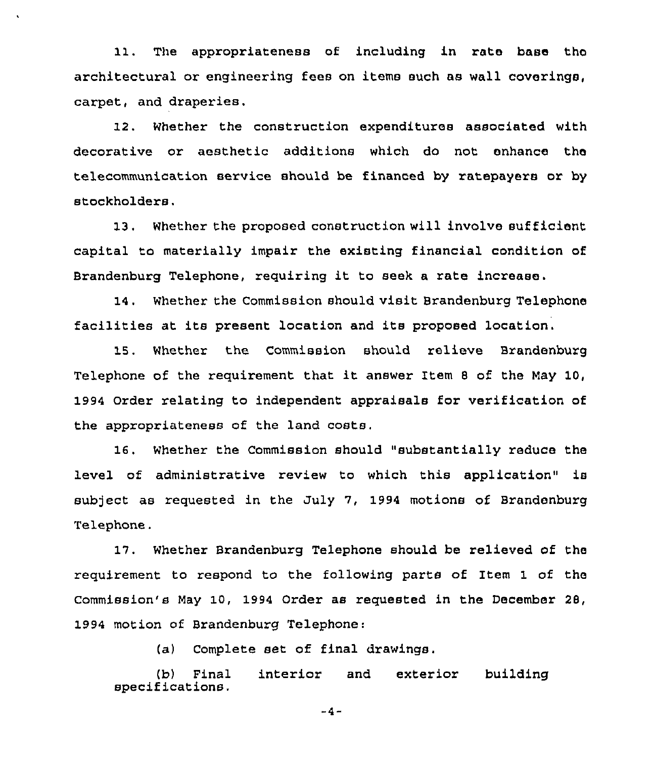11. The appropriateness of including in rate base the architectural or engineering fees on items such as wall coverings, carpet, and draperies.

12. Whether the construction expenditures associated with decorative or aesthetic additions which do not enhance the telecommunication service should be financed by ratepayers or by stockholders.

13. Whether the proposed construction will involve sufficient capital to materially impair the existing financial condition of Brandenburg Telephone, requiring it to seek a rate increase.

14. Whether the Commission should visit Brandenburg Telephone facilities at its present location and its proposed location.

15. Whether the Commission should relieve Brandenburg Telephone of the requirement that it answer Item 8 of the May 10, 1994 Order relating to independent appraisals for verification of the appropriateness of the land costs.

16. Whether the Commission should "substantially reduce the level of administrative review to which this application" is subject as requested in the July 7, 1994 motions of Brandenburg Telephone.

17. Whether Brandenburg Telephone should be relieved of the requirement to respond to the following parts of Item 1 of the Commission's May 10, 1994 Order as requested in the December 28, 1994 motion of Brandenburg Telephone:

(a) Complete set of final drawings.

(b) Final interior and exterior building specifications.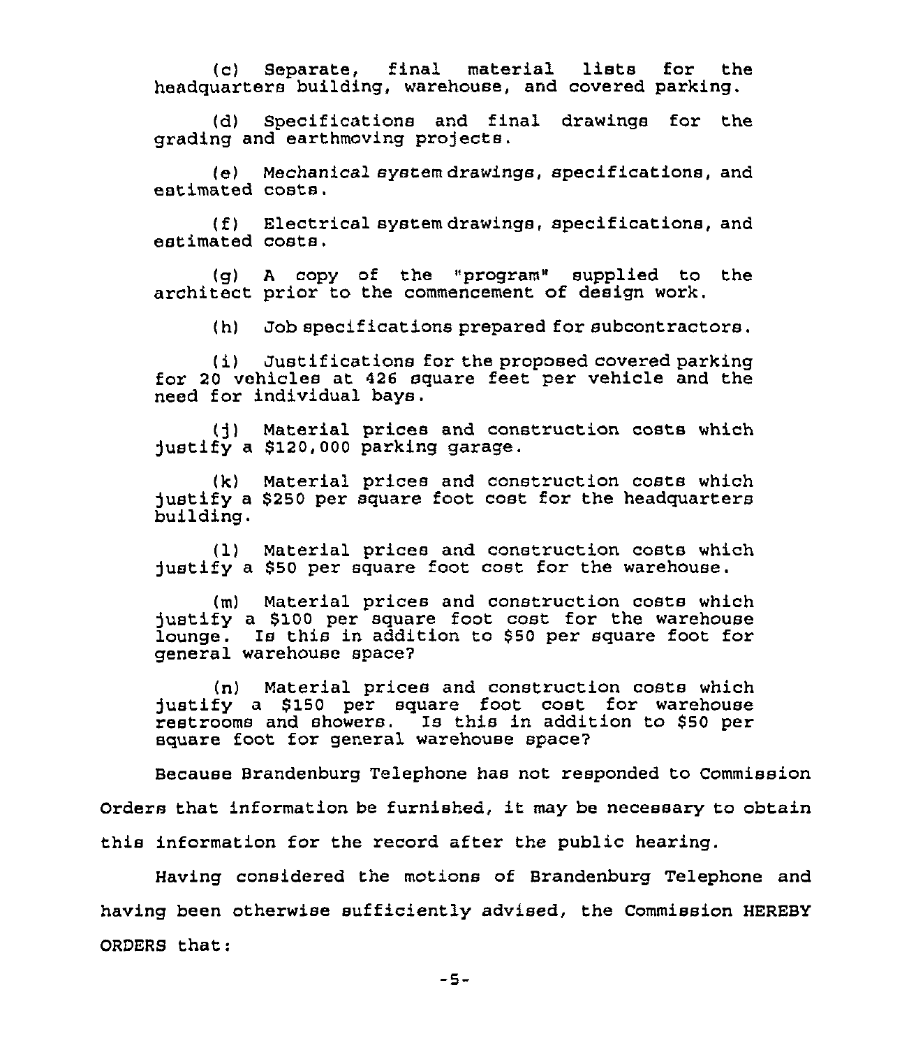(c) Separate, final material lists for the headquarters building, warehouse, and covered parking.

(d) Specifications and final drawings for the grading and earthmoving projects.

(e) Mechanical system drawings, specifications, and estimated costs.

(f) Electrical system drawings, specifications, and estimated costs.

(g) A copy of the "program" supplied to the architect prior to the commencement of design work.

(h) Job specifications prepared for subcontractors.

(i) Justifications for the proposed covered parking for 20 vehicles at 426 square feet per vehicle and the need for individual bays.

(j) Material prices and construction costs which justify a $120,000 parking garage.

(k) Material prices and construction costs which justify a $250 per square foot cost for the headquarters building.

(l) Material prices and construction costs which justify a $50 per square foot cost for the warehouse.

(m) Material prices and construction costs which justify a $100 per square foot cost for the warehouse lounge. Is this in addition to $50 per square foot for general warehouse space?

(n) Material prices and construction costs which justify a $150 per square foot cost for warehouse restrooms and showers. Is this in addition to $50 per square foot for general warehouse space?

Because Brandenburg Telephone has not responded to Commission Orders that information be furnished, it may be necessary to obtain this information for the record after the public hearing.

Having considered the motions of Brandenburg Telephone and having been otherwise sufficiently advised, the Commission HEREBY ORDERS that: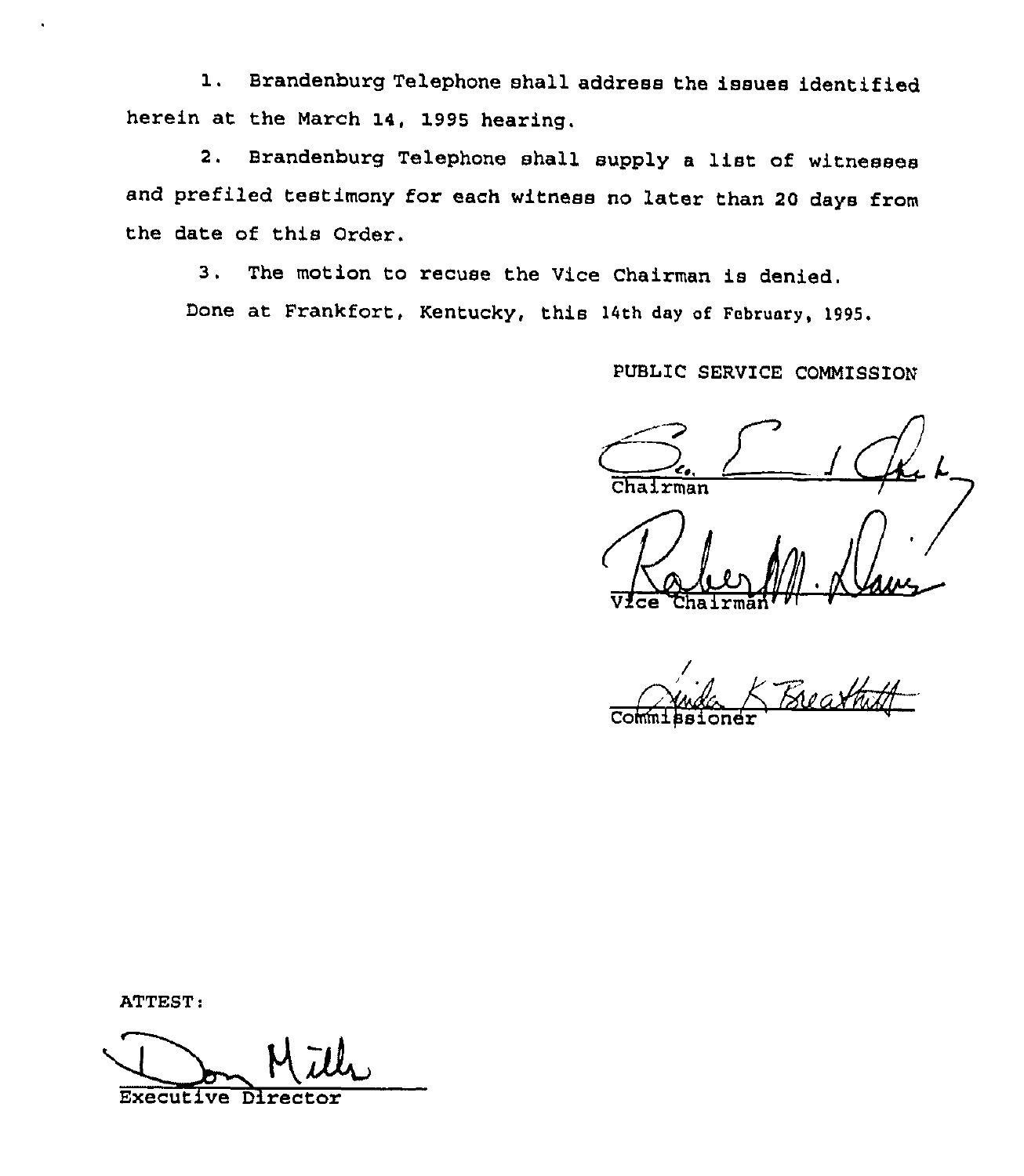1. Brandenburg Telephone shall address the issues identified herein at the March 14, 1995 hearing.

2. Brandenburg Telephone shall supply a list of witnesses and prefiled testimony for each witness no later than 20 days from the date of this Order.

3. The motion to recuse the Vice Chairman is denied.

Done at Frankfort, Kentucky, this 14th day of February, 1995.

PUBLIC SERVICE COMMISSION

Chairman

Vice Chairman

Commissioner

ATTEST:

Executive Director